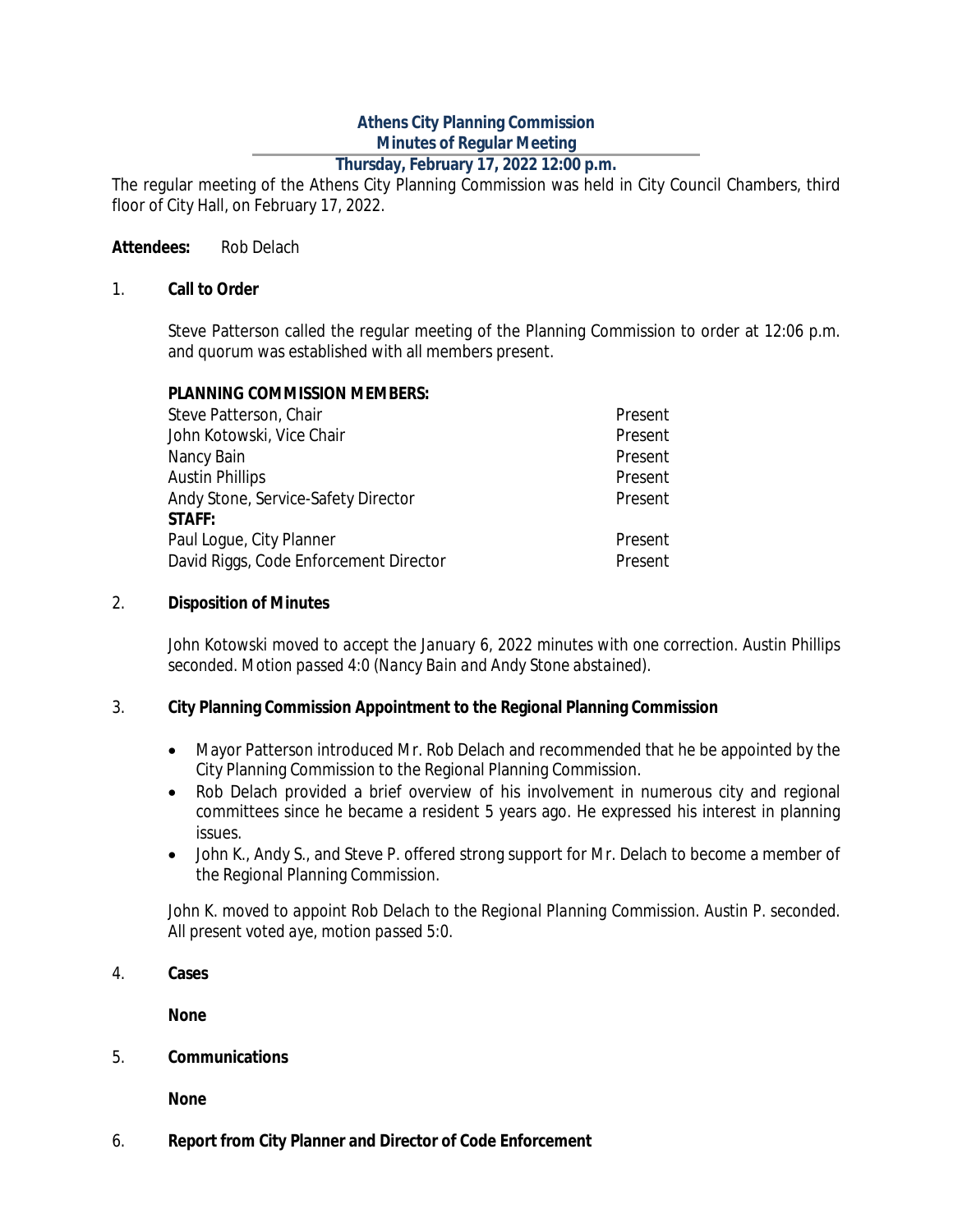# Athens City Planning Commission
## Minutes of Regular Meeting
### Thursday, February 17, 2022 12:00 p.m.

The regular meeting of the Athens City Planning Commission was held in City Council Chambers, third floor of City Hall, on February 17, 2022.

**Attendees:** Rob Delach

1. **Call to Order**

   Steve Patterson called the regular meeting of the Planning Commission to order at 12:06 p.m. and quorum was established with all members present.

   | **PLANNING COMMISSION MEMBERS:** | |
   |---|---|
   | Steve Patterson, Chair | Present |
   | John Kotowski, Vice Chair | Present |
   | Nancy Bain | Present |
   | Austin Phillips | Present |
   | Andy Stone, Service-Safety Director | Present |
   | **STAFF:** | |
   | Paul Logue, City Planner | Present |
   | David Riggs, Code Enforcement Director | Present |

2. **Disposition of Minutes**

   *John Kotowski moved to accept the January 6, 2022 minutes with one correction. Austin Phillips seconded. Motion passed 4:0 (Nancy Bain and Andy Stone abstained).*

3. **City Planning Commission Appointment to the Regional Planning Commission**

   - Mayor Patterson introduced Mr. Rob Delach and recommended that he be appointed by the City Planning Commission to the Regional Planning Commission.
   - Rob Delach provided a brief overview of his involvement in numerous city and regional committees since he became a resident 5 years ago. He expressed his interest in planning issues.
   - John K., Andy S., and Steve P. offered strong support for Mr. Delach to become a member of the Regional Planning Commission.

   *John K. moved to appoint Rob Delach to the Regional Planning Commission. Austin P. seconded. All present voted aye, motion passed 5:0.*

4. **Cases**

   **None**

5. **Communications**

   **None**

6. **Report from City Planner and Director of Code Enforcement**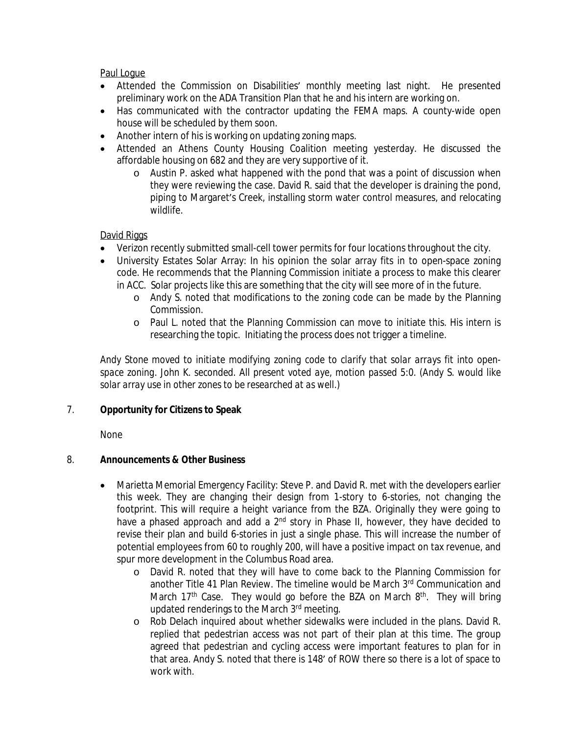Paul Logue

- Attended the Commission on Disabilities' monthly meeting last night. He presented preliminary work on the ADA Transition Plan that he and his intern are working on.
- Has communicated with the contractor updating the FEMA maps. A county-wide open house will be scheduled by them soon.
- Another intern of his is working on updating zoning maps.
- Attended an Athens County Housing Coalition meeting yesterday. He discussed the affordable housing on 682 and they are very supportive of it.
  - Austin P. asked what happened with the pond that was a point of discussion when they were reviewing the case. David R. said that the developer is draining the pond, piping to Margaret's Creek, installing storm water control measures, and relocating wildlife.

David Riggs

- Verizon recently submitted small-cell tower permits for four locations throughout the city.
- University Estates Solar Array: In his opinion the solar array fits in to open-space zoning code. He recommends that the Planning Commission initiate a process to make this clearer in ACC. Solar projects like this are something that the city will see more of in the future.
  - Andy S. noted that modifications to the zoning code can be made by the Planning Commission.
  - Paul L. noted that the Planning Commission can move to initiate this. His intern is researching the topic. Initiating the process does not trigger a timeline.

*Andy Stone moved to initiate modifying zoning code to clarify that solar arrays fit into open-space zoning. John K. seconded. All present voted aye, motion passed 5:0. (Andy S. would like solar array use in other zones to be researched at as well.)*

7. **Opportunity for Citizens to Speak**

None

8. **Announcements & Other Business**

- Marietta Memorial Emergency Facility: Steve P. and David R. met with the developers earlier this week. They are changing their design from 1-story to 6-stories, not changing the footprint. This will require a height variance from the BZA. Originally they were going to have a phased approach and add a 2nd story in Phase II, however, they have decided to revise their plan and build 6-stories in just a single phase. This will increase the number of potential employees from 60 to roughly 200, will have a positive impact on tax revenue, and spur more development in the Columbus Road area.
  - David R. noted that they will have to come back to the Planning Commission for another Title 41 Plan Review. The timeline would be March 3rd Communication and March 17th Case. They would go before the BZA on March 8th. They will bring updated renderings to the March 3rd meeting.
  - Rob Delach inquired about whether sidewalks were included in the plans. David R. replied that pedestrian access was not part of their plan at this time. The group agreed that pedestrian and cycling access were important features to plan for in that area. Andy S. noted that there is 148' of ROW there so there is a lot of space to work with.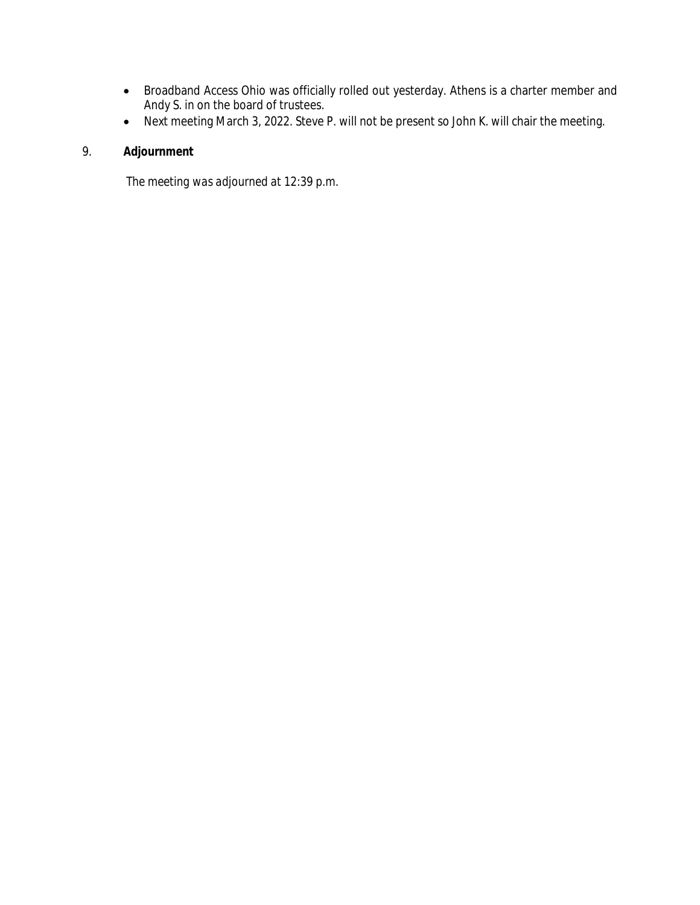- Broadband Access Ohio was officially rolled out yesterday. Athens is a charter member and Andy S. in on the board of trustees.
- Next meeting March 3, 2022. Steve P. will not be present so John K. will chair the meeting.

9. **Adjournment**

*The meeting was adjourned at 12:39 p.m.*